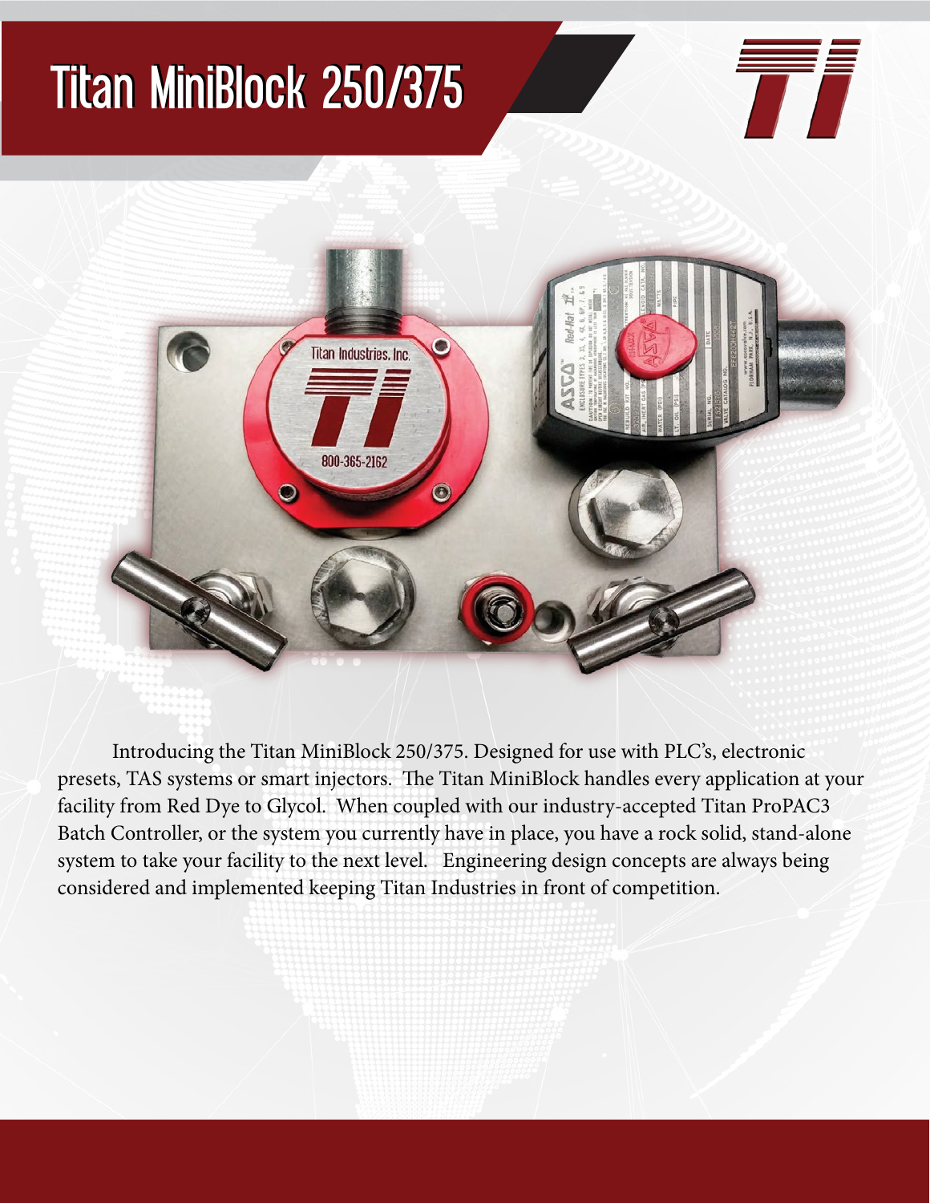# Titan MiniBlock 250/375

Introducing the Titan MiniBlock 250/375. Designed for use with PLC's, electronic presets, TAS systems or smart injectors. The Titan MiniBlock handles every application at your facility from Red Dye to Glycol. When coupled with our industry-accepted Titan ProPAC3 Batch Controller, or the system you currently have in place, you have a rock solid, stand-alone system to take your facility to the next level. Engineering design concepts are always being considered and implemented keeping Titan Industries in front of competition.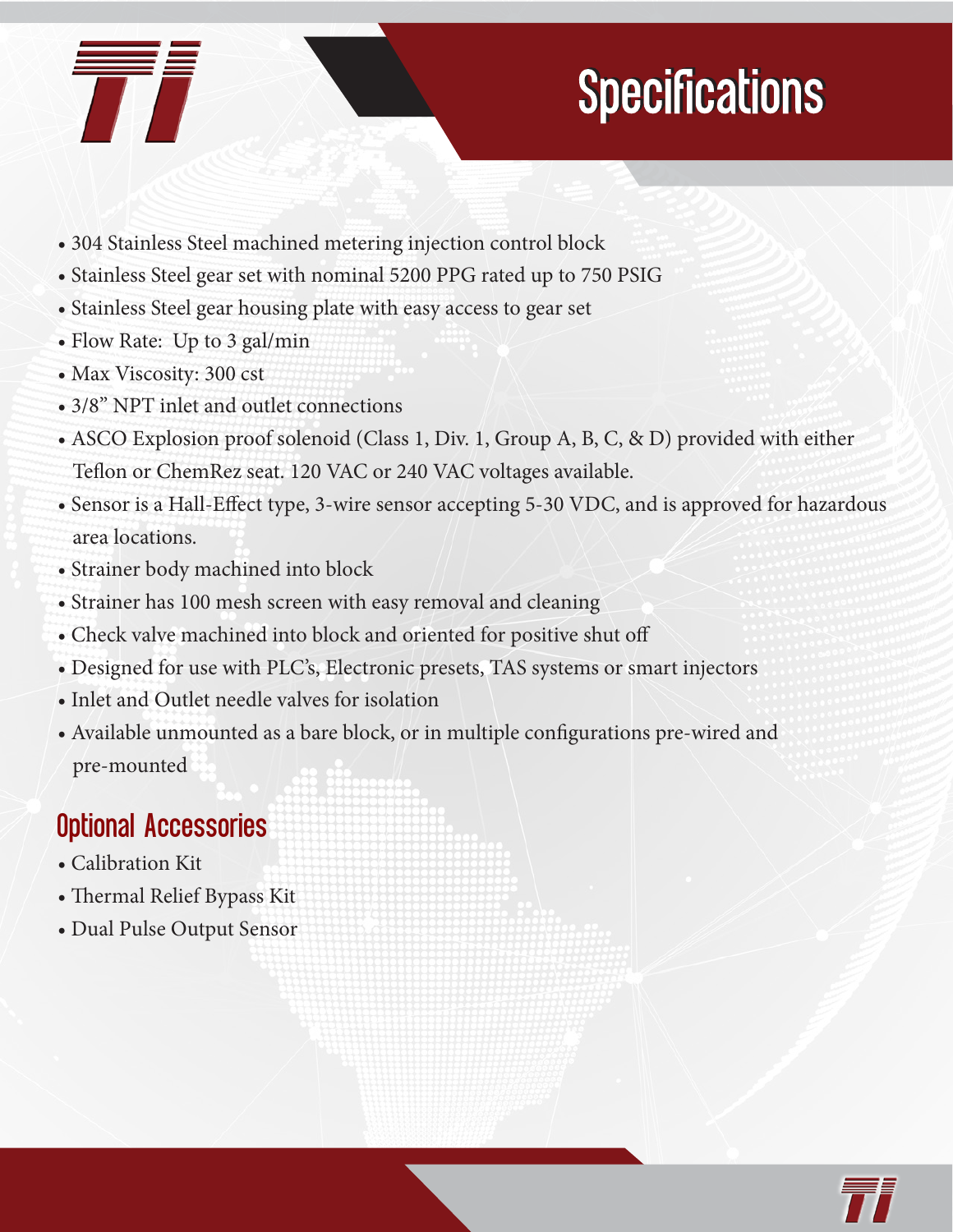# Specifications

- 304 Stainless Steel machined metering injection control block
- Stainless Steel gear set with nominal 5200 PPG rated up to 750 PSIG
- Stainless Steel gear housing plate with easy access to gear set
- Flow Rate: Up to 3 gal/min
- Max Viscosity: 300 cst
- 3/8" NPT inlet and outlet connections
- ASCO Explosion proof solenoid (Class 1, Div. 1, Group A, B, C, & D) provided with either Teflon or ChemRez seat. 120 VAC or 240 VAC voltages available.
- Sensor is a Hall-Effect type, 3-wire sensor accepting 5-30 VDC, and is approved for hazardous area locations.
- Strainer body machined into block
- Strainer has 100 mesh screen with easy removal and cleaning
- Check valve machined into block and oriented for positive shut off
- Designed for use with PLC's, Electronic presets, TAS systems or smart injectors
- Inlet and Outlet needle valves for isolation
- Available unmounted as a bare block, or in multiple configurations pre-wired and pre-mounted

## Optional Accessories

- Calibration Kit
- Thermal Relief Bypass Kit
- Dual Pulse Output Sensor